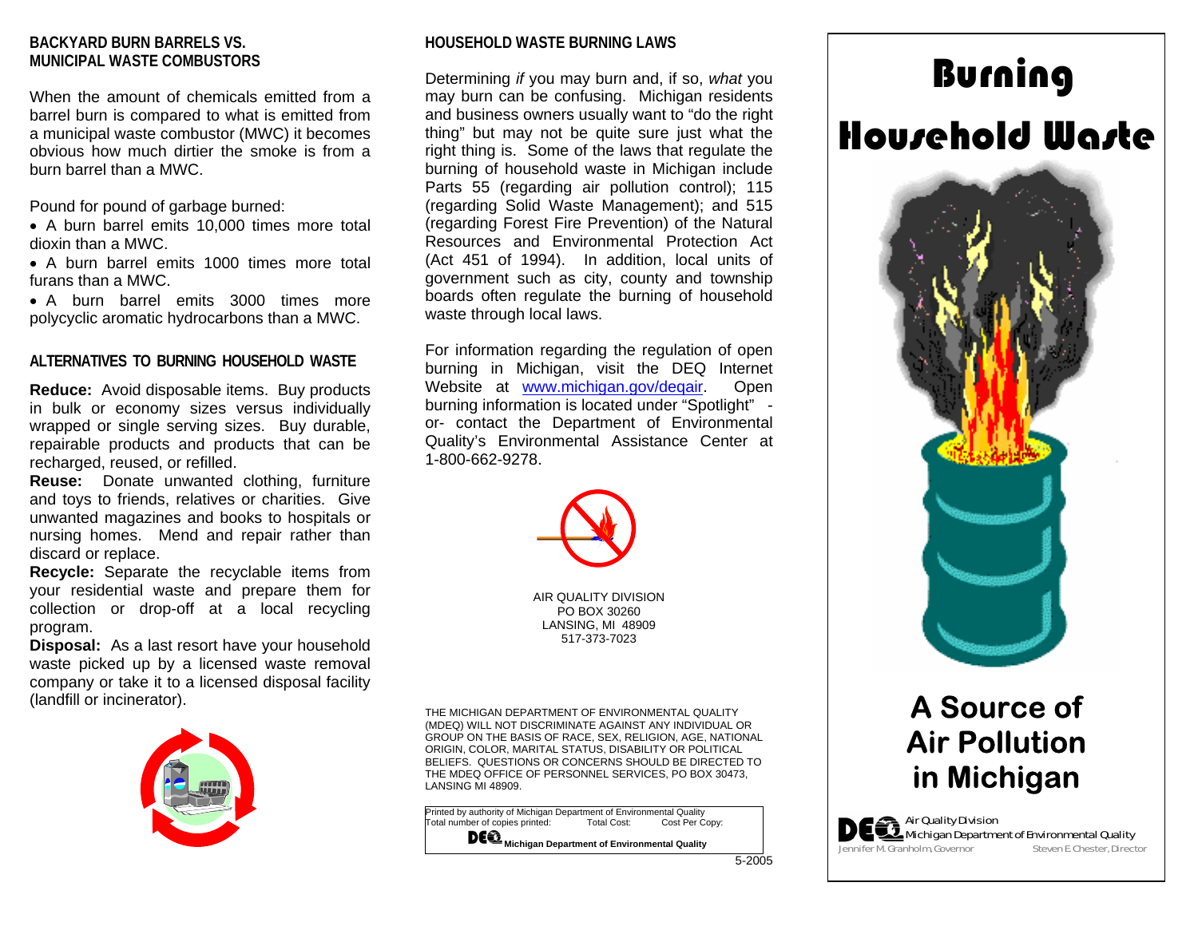## BACKYARD BURN BARRELS VS. MUNICIPAL WASTE COMBUSTORS

When the amount of chemicals emitted from a barrel burn is compared to what is emitted from a municipal waste combustor (MWC) it becomes obvious how much dirtier the smoke is from a burn barrel than a MWC.

Pound for pound of garbage burned:

- A burn barrel emits 10,000 times more total dioxin than a MWC.
- A burn barrel emits 1000 times more total furans than a MWC.
- A burn barrel emits 3000 times more polycyclic aromatic hydrocarbons than a MWC.

## ALTERNATIVES TO BURNING HOUSEHOLD WASTE

**Reduce:** Avoid disposable items. Buy products in bulk or economy sizes versus individually wrapped or single serving sizes. Buy durable, repairable products and products that can be recharged, reused, or refilled.

**Reuse:** Donate unwanted clothing, furniture and toys to friends, relatives or charities. Give unwanted magazines and books to hospitals or nursing homes. Mend and repair rather than discard or replace.

**Recycle:** Separate the recyclable items from your residential waste and prepare them for collection or drop-off at a local recycling program.

**Disposal:** As a last resort have your household waste picked up by a licensed waste removal company or take it to a licensed disposal facility (landfill or incinerator).

## HOUSEHOLD WASTE BURNING LAWS

Determining *if* you may burn and, if so, *what* you may burn can be confusing. Michigan residents and business owners usually want to "do the right thing" but may not be quite sure just what the right thing is. Some of the laws that regulate the burning of household waste in Michigan include Parts 55 (regarding air pollution control); 115 (regarding Solid Waste Management); and 515 (regarding Forest Fire Prevention) of the Natural Resources and Environmental Protection Act (Act 451 of 1994). In addition, local units of government such as city, county and township boards often regulate the burning of household waste through local laws.

For information regarding the regulation of open burning in Michigan, visit the DEQ Internet Website at www.michigan.gov/deqair. Open burning information is located under "Spotlight" -or- contact the Department of Environmental Quality's Environmental Assistance Center at 1-800-662-9278.

AIR QUALITY DIVISION
PO BOX 30260
LANSING, MI 48909
517-373-7023

THE MICHIGAN DEPARTMENT OF ENVIRONMENTAL QUALITY (MDEQ) WILL NOT DISCRIMINATE AGAINST ANY INDIVIDUAL OR GROUP ON THE BASIS OF RACE, SEX, RELIGION, AGE, NATIONAL ORIGIN, COLOR, MARITAL STATUS, DISABILITY OR POLITICAL BELIEFS. QUESTIONS OR CONCERNS SHOULD BE DIRECTED TO THE MDEQ OFFICE OF PERSONNEL SERVICES, PO BOX 30473, LANSING MI 48909.

Printed by authority of Michigan Department of Environmental Quality
Total number of copies printed: Total Cost: Cost Per Copy:
DEQ Michigan Department of Environmental Quality

5-2005

# Burning Household Waste

## A Source of Air Pollution in Michigan

DEQ Air Quality Division
Michigan Department of Environmental Quality
Jennifer M. Granholm, Governor    Steven E. Chester, Director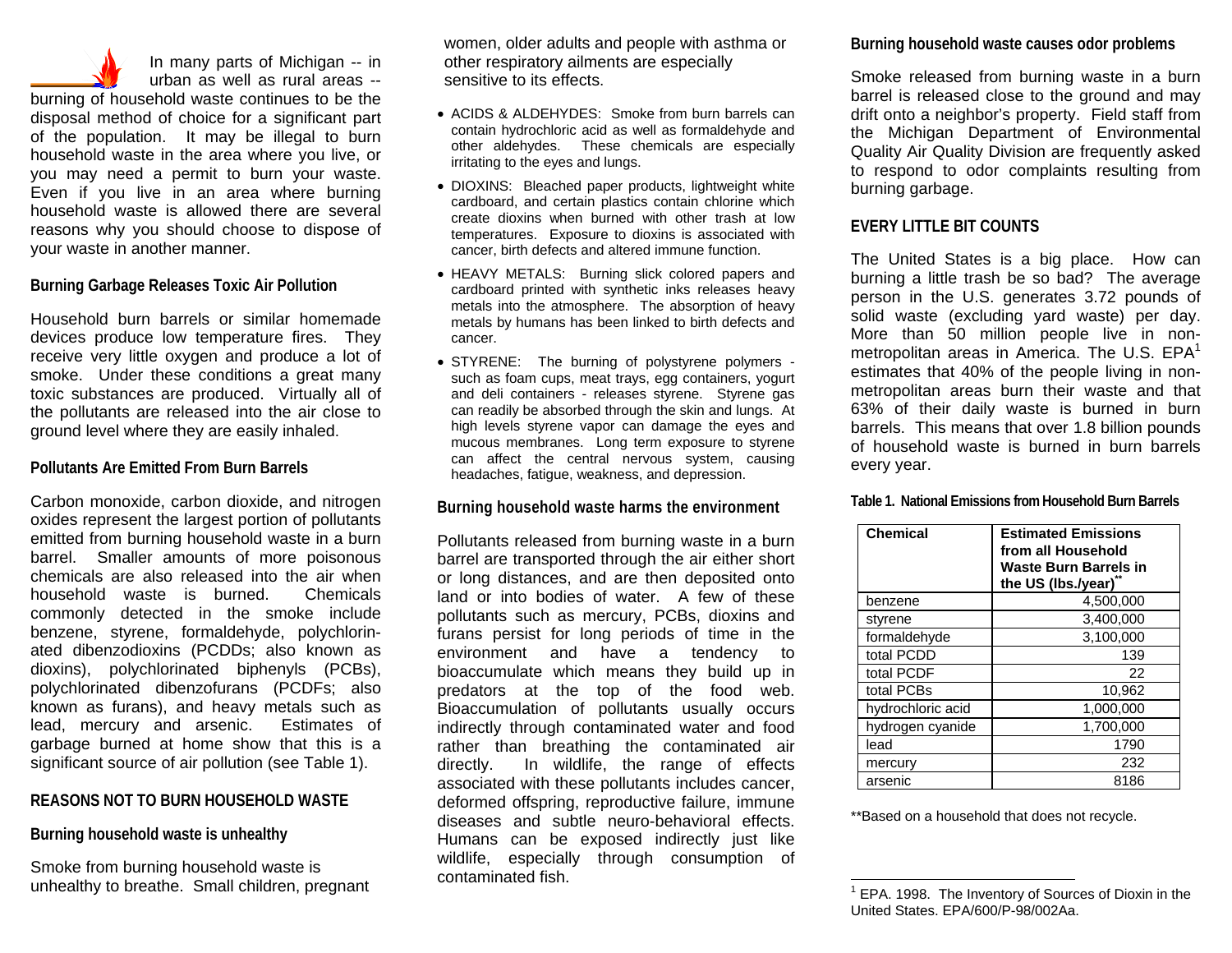In many parts of Michigan -- in urban as well as rural areas -- burning of household waste continues to be the disposal method of choice for a significant part of the population. It may be illegal to burn household waste in the area where you live, or you may need a permit to burn your waste. Even if you live in an area where burning household waste is allowed there are several reasons why you should choose to dispose of your waste in another manner.

### Burning Garbage Releases Toxic Air Pollution

Household burn barrels or similar homemade devices produce low temperature fires. They receive very little oxygen and produce a lot of smoke. Under these conditions a great many toxic substances are produced. Virtually all of the pollutants are released into the air close to ground level where they are easily inhaled.

### Pollutants Are Emitted From Burn Barrels

Carbon monoxide, carbon dioxide, and nitrogen oxides represent the largest portion of pollutants emitted from burning household waste in a burn barrel. Smaller amounts of more poisonous chemicals are also released into the air when household waste is burned. Chemicals commonly detected in the smoke include benzene, styrene, formaldehyde, polychlorinated dibenzodioxins (PCDDs; also known as dioxins), polychlorinated biphenyls (PCBs), polychlorinated dibenzofurans (PCDFs; also known as furans), and heavy metals such as lead, mercury and arsenic. Estimates of garbage burned at home show that this is a significant source of air pollution (see Table 1).

## REASONS NOT TO BURN HOUSEHOLD WASTE

### Burning household waste is unhealthy

Smoke from burning household waste is unhealthy to breathe. Small children, pregnant women, older adults and people with asthma or other respiratory ailments are especially sensitive to its effects.

- ACIDS & ALDEHYDES: Smoke from burn barrels can contain hydrochloric acid as well as formaldehyde and other aldehydes. These chemicals are especially irritating to the eyes and lungs.
- DIOXINS: Bleached paper products, lightweight white cardboard, and certain plastics contain chlorine which create dioxins when burned with other trash at low temperatures. Exposure to dioxins is associated with cancer, birth defects and altered immune function.
- HEAVY METALS: Burning slick colored papers and cardboard printed with synthetic inks releases heavy metals into the atmosphere. The absorption of heavy metals by humans has been linked to birth defects and cancer.
- STYRENE: The burning of polystyrene polymers - such as foam cups, meat trays, egg containers, yogurt and deli containers - releases styrene. Styrene gas can readily be absorbed through the skin and lungs. At high levels styrene vapor can damage the eyes and mucous membranes. Long term exposure to styrene can affect the central nervous system, causing headaches, fatigue, weakness, and depression.

### Burning household waste harms the environment

Pollutants released from burning waste in a burn barrel are transported through the air either short or long distances, and are then deposited onto land or into bodies of water. A few of these pollutants such as mercury, PCBs, dioxins and furans persist for long periods of time in the environment and have a tendency to bioaccumulate which means they build up in predators at the top of the food web. Bioaccumulation of pollutants usually occurs indirectly through contaminated water and food rather than breathing the contaminated air directly. In wildlife, the range of effects associated with these pollutants includes cancer, deformed offspring, reproductive failure, immune diseases and subtle neuro-behavioral effects. Humans can be exposed indirectly just like wildlife, especially through consumption of contaminated fish.

### Burning household waste causes odor problems

Smoke released from burning waste in a burn barrel is released close to the ground and may drift onto a neighbor's property. Field staff from the Michigan Department of Environmental Quality Air Quality Division are frequently asked to respond to odor complaints resulting from burning garbage.

## EVERY LITTLE BIT COUNTS

The United States is a big place. How can burning a little trash be so bad? The average person in the U.S. generates 3.72 pounds of solid waste (excluding yard waste) per day. More than 50 million people live in non-metropolitan areas in America. The U.S. EPA[1] estimates that 40% of the people living in non-metropolitan areas burn their waste and that 63% of their daily waste is burned in burn barrels. This means that over 1.8 billion pounds of household waste is burned in burn barrels every year.

**Table 1. National Emissions from Household Burn Barrels**

| Chemical | Estimated Emissions from all Household Waste Burn Barrels in the US (lbs./year)** |
|---|---|
| benzene | 4,500,000 |
| styrene | 3,400,000 |
| formaldehyde | 3,100,000 |
| total PCDD | 139 |
| total PCDF | 22 |
| total PCBs | 10,962 |
| hydrochloric acid | 1,000,000 |
| hydrogen cyanide | 1,700,000 |
| lead | 1790 |
| mercury | 232 |
| arsenic | 8186 |

**Based on a household that does not recycle.

[1] EPA. 1998. The Inventory of Sources of Dioxin in the United States. EPA/600/P-98/002Aa.